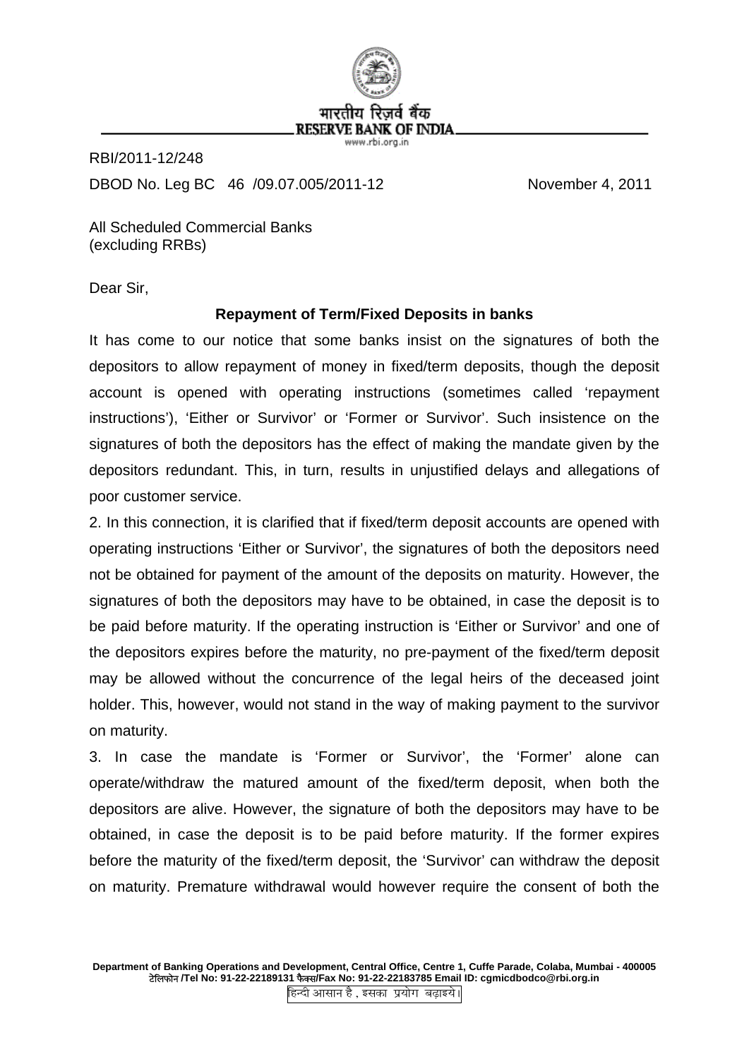भारतीय रिज़र्व बैंक
RESERVE BANK OF INDIA
www.rbi.org.in

RBI/2011-12/248

DBOD No. Leg BC 46 /09.07.005/2011-12 November 4, 2011

All Scheduled Commercial Banks
(excluding RRBs)

Dear Sir,

**Repayment of Term/Fixed Deposits in banks**

It has come to our notice that some banks insist on the signatures of both the depositors to allow repayment of money in fixed/term deposits, though the deposit account is opened with operating instructions (sometimes called 'repayment instructions'), 'Either or Survivor' or 'Former or Survivor'. Such insistence on the signatures of both the depositors has the effect of making the mandate given by the depositors redundant. This, in turn, results in unjustified delays and allegations of poor customer service.

2. In this connection, it is clarified that if fixed/term deposit accounts are opened with operating instructions 'Either or Survivor', the signatures of both the depositors need not be obtained for payment of the amount of the deposits on maturity. However, the signatures of both the depositors may have to be obtained, in case the deposit is to be paid before maturity. If the operating instruction is 'Either or Survivor' and one of the depositors expires before the maturity, no pre-payment of the fixed/term deposit may be allowed without the concurrence of the legal heirs of the deceased joint holder. This, however, would not stand in the way of making payment to the survivor on maturity.

3. In case the mandate is 'Former or Survivor', the 'Former' alone can operate/withdraw the matured amount of the fixed/term deposit, when both the depositors are alive. However, the signature of both the depositors may have to be obtained, in case the deposit is to be paid before maturity. If the former expires before the maturity of the fixed/term deposit, the 'Survivor' can withdraw the deposit on maturity. Premature withdrawal would however require the consent of both the

**Department of Banking Operations and Development, Central Office, Centre 1, Cuffe Parade, Colaba, Mumbai - 400005**
**टेलिफोन /Tel No: 91-22-22189131 फैक्स/Fax No: 91-22-22183785 Email ID: cgmicdbodco@rbi.org.in**

हिन्दी आसान है , इसका प्रयोग बढ़ाइये।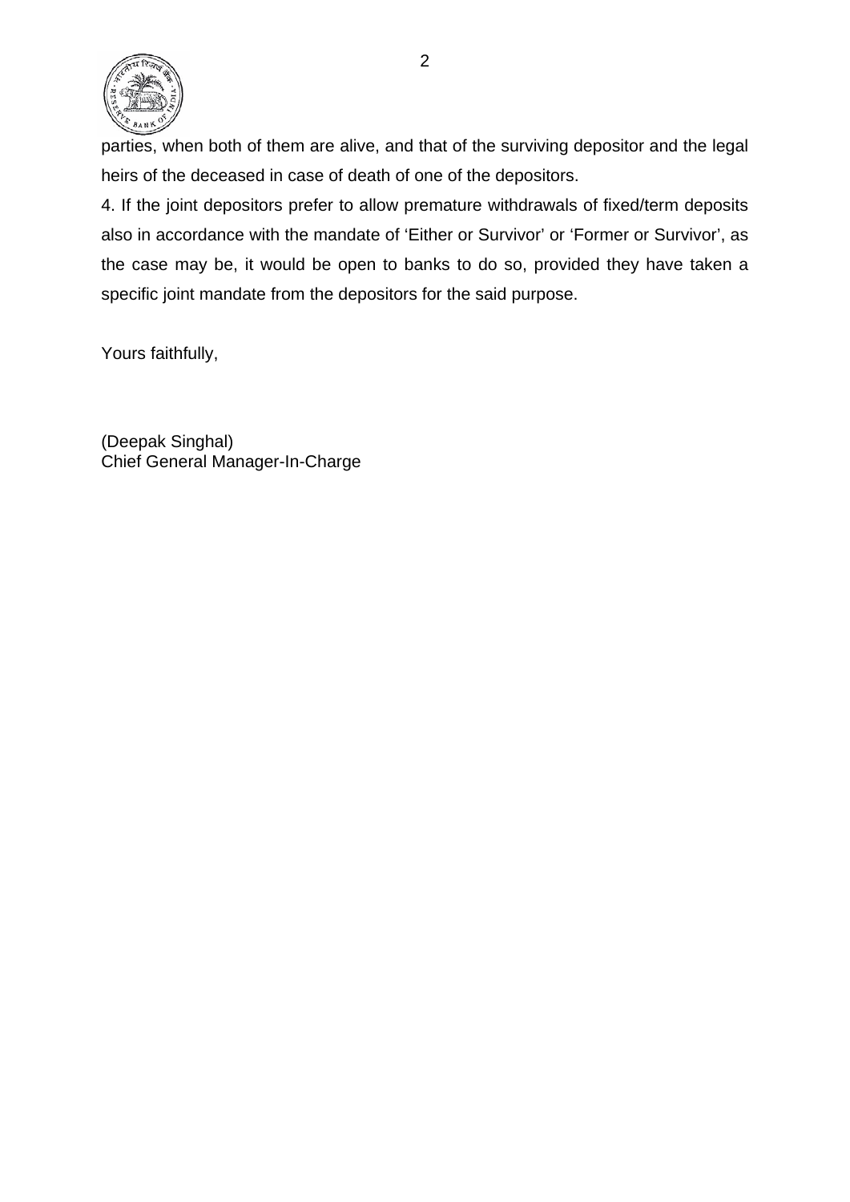parties, when both of them are alive, and that of the surviving depositor and the legal heirs of the deceased in case of death of one of the depositors.

4. If the joint depositors prefer to allow premature withdrawals of fixed/term deposits also in accordance with the mandate of 'Either or Survivor' or 'Former or Survivor', as the case may be, it would be open to banks to do so, provided they have taken a specific joint mandate from the depositors for the said purpose.

Yours faithfully,

(Deepak Singhal)
Chief General Manager-In-Charge